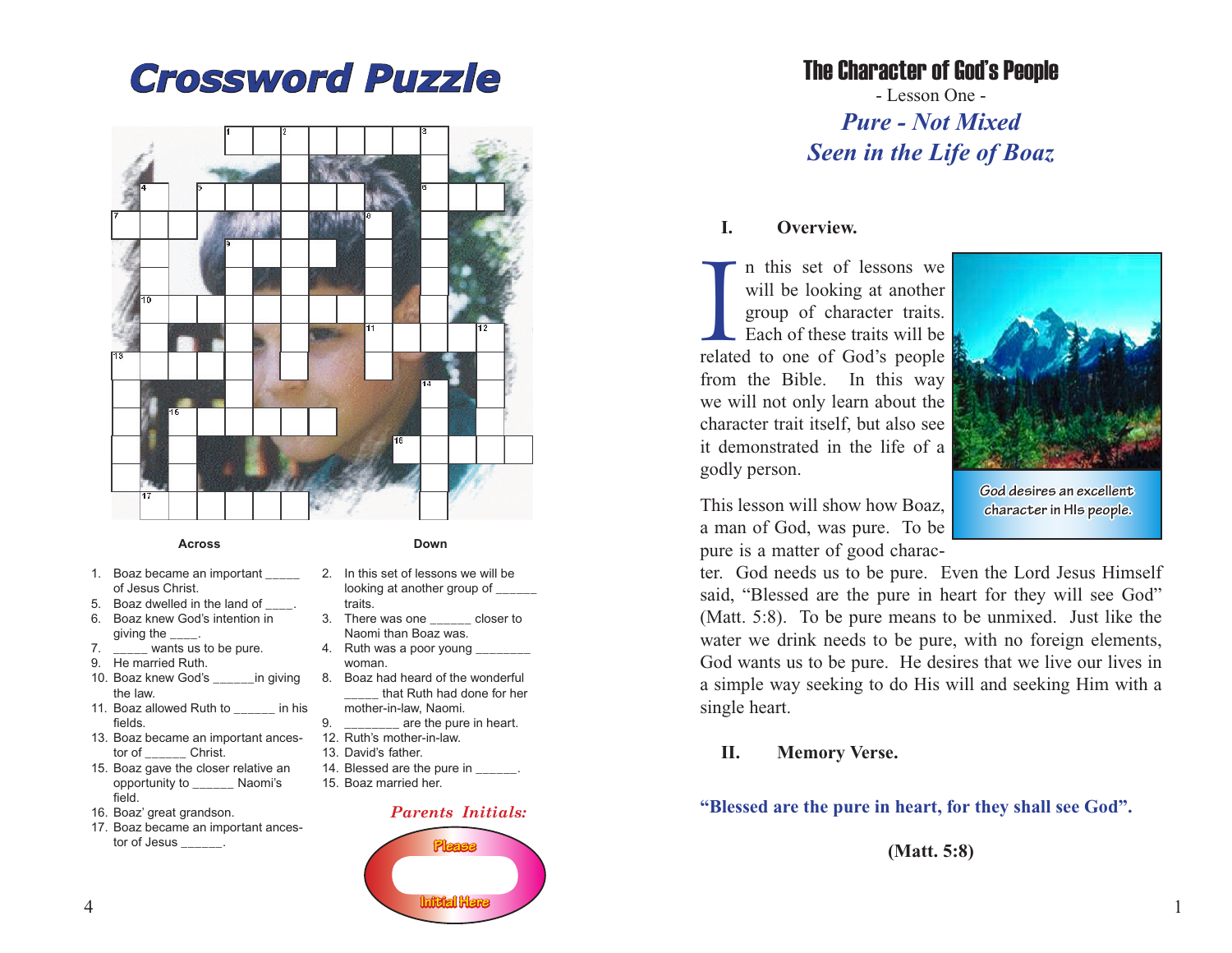# Crossword Puzzle

**Across**

1. Boaz became an important _____ of Jesus Christ.
5. Boaz dwelled in the land of ____.
6. Boaz knew God's intention in giving the ____.
7. _____ wants us to be pure.
9. He married Ruth.
10. Boaz knew God's ______in giving the law.
11. Boaz allowed Ruth to ______ in his fields.
13. Boaz became an important ancestor of ______ Christ.
15. Boaz gave the closer relative an opportunity to ______ Naomi's field.
16. Boaz' great grandson.
17. Boaz became an important ancestor of Jesus ______.

**Down**

2. In this set of lessons we will be looking at another group of ______ traits.
3. There was one ______ closer to Naomi than Boaz was.
4. Ruth was a poor young ________ woman.
8. Boaz had heard of the wonderful _____ that Ruth had done for her mother-in-law, Naomi.
9. ________ are the pure in heart.
12. Ruth's mother-in-law.
13. David's father.
14. Blessed are the pure in ______.
15. Boaz married her.

*Parents Initials:*

Please Initial Here

# The Character of God's People

- Lesson One -

## *Pure - Not Mixed*
## *Seen in the Life of Boaz*

### I. Overview.

In this set of lessons we will be looking at another group of character traits. Each of these traits will be related to one of God's people from the Bible. In this way we will not only learn about the character trait itself, but also see it demonstrated in the life of a godly person.

God desires an excellent character in HIs people.

This lesson will show how Boaz, a man of God, was pure. To be pure is a matter of good character. God needs us to be pure. Even the Lord Jesus Himself said, "Blessed are the pure in heart for they will see God" (Matt. 5:8). To be pure means to be unmixed. Just like the water we drink needs to be pure, with no foreign elements, God wants us to be pure. He desires that we live our lives in a simple way seeking to do His will and seeking Him with a single heart.

### II. Memory Verse.

**"Blessed are the pure in heart, for they shall see God".**

**(Matt. 5:8)**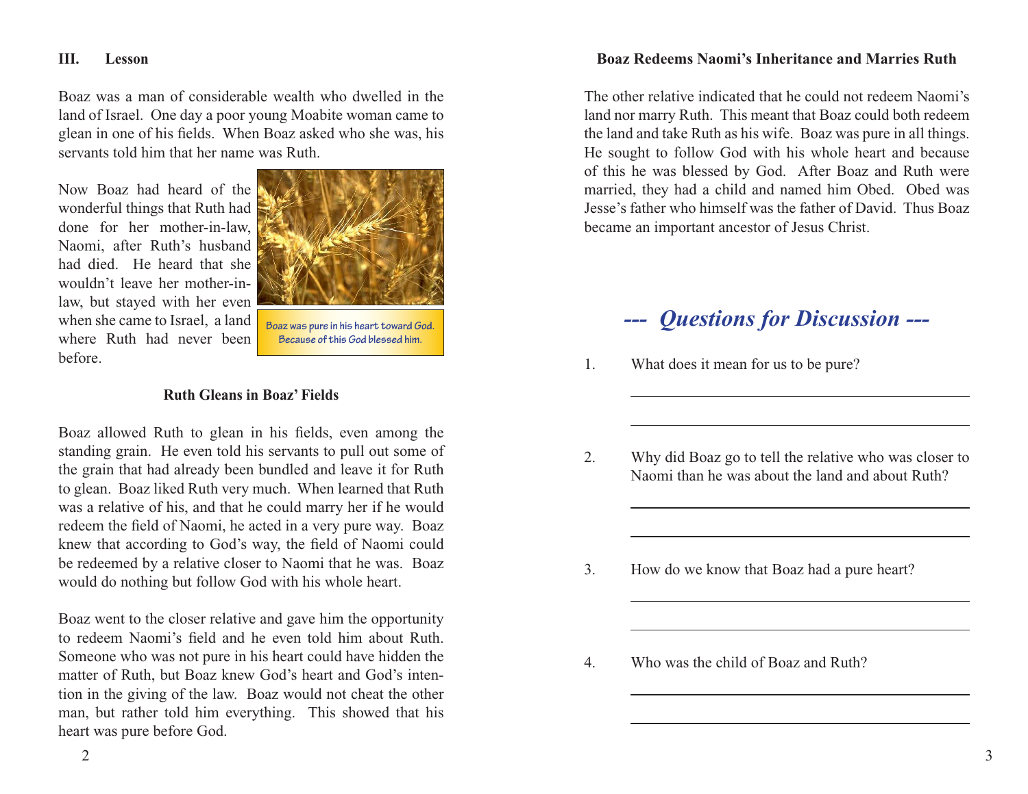## III. Lesson

Boaz was a man of considerable wealth who dwelled in the land of Israel. One day a poor young Moabite woman came to glean in one of his fields. When Boaz asked who she was, his servants told him that her name was Ruth.

Now Boaz had heard of the wonderful things that Ruth had done for her mother-in-law, Naomi, after Ruth's husband had died. He heard that she wouldn't leave her mother-in-law, but stayed with her even when she came to Israel, a land where Ruth had never been before.

Boaz was pure in his heart toward God. Because of this God blessed him.

### Ruth Gleans in Boaz' Fields

Boaz allowed Ruth to glean in his fields, even among the standing grain. He even told his servants to pull out some of the grain that had already been bundled and leave it for Ruth to glean. Boaz liked Ruth very much. When learned that Ruth was a relative of his, and that he could marry her if he would redeem the field of Naomi, he acted in a very pure way. Boaz knew that according to God's way, the field of Naomi could be redeemed by a relative closer to Naomi that he was. Boaz would do nothing but follow God with his whole heart.

Boaz went to the closer relative and gave him the opportunity to redeem Naomi's field and he even told him about Ruth. Someone who was not pure in his heart could have hidden the matter of Ruth, but Boaz knew God's heart and God's intention in the giving of the law. Boaz would not cheat the other man, but rather told him everything. This showed that his heart was pure before God.

### Boaz Redeems Naomi's Inheritance and Marries Ruth

The other relative indicated that he could not redeem Naomi's land nor marry Ruth. This meant that Boaz could both redeem the land and take Ruth as his wife. Boaz was pure in all things. He sought to follow God with his whole heart and because of this he was blessed by God. After Boaz and Ruth were married, they had a child and named him Obed. Obed was Jesse's father who himself was the father of David. Thus Boaz became an important ancestor of Jesus Christ.

## *--- Questions for Discussion ---*

1. What does it mean for us to be pure?

_______________________________________________

_______________________________________________

2. Why did Boaz go to tell the relative who was closer to Naomi than he was about the land and about Ruth?

_______________________________________________

_______________________________________________

3. How do we know that Boaz had a pure heart?

_______________________________________________

_______________________________________________

4. Who was the child of Boaz and Ruth?

_______________________________________________

_______________________________________________